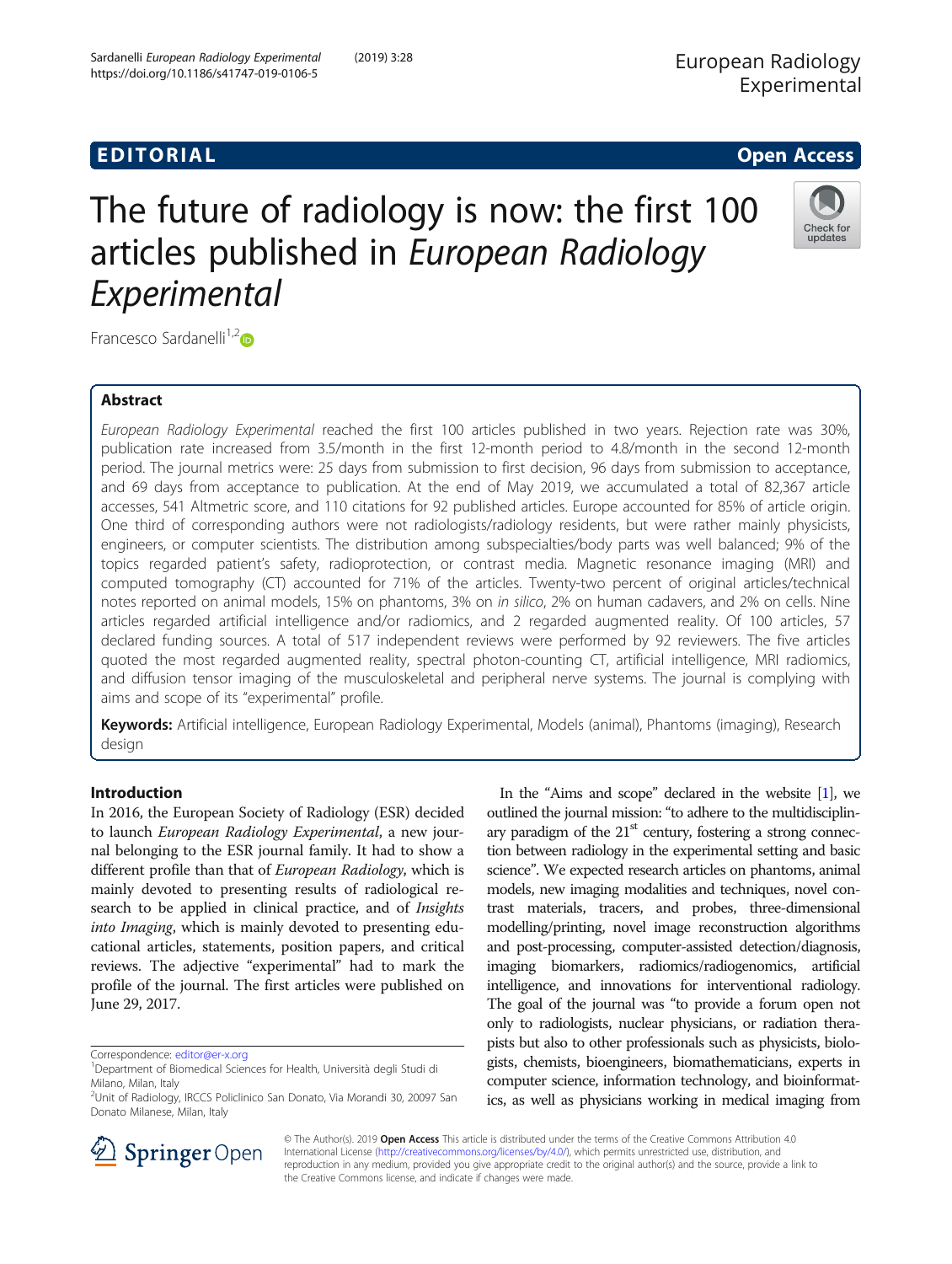EDITORIAL

Open Access

# The future of radiology is now: the first 100 articles published in *European Radiology Experimental*

Francesco Sardanelli[1,2]

## Abstract

*European Radiology Experimental* reached the first 100 articles published in two years. Rejection rate was 30%, publication rate increased from 3.5/month in the first 12-month period to 4.8/month in the second 12-month period. The journal metrics were: 25 days from submission to first decision, 96 days from submission to acceptance, and 69 days from acceptance to publication. At the end of May 2019, we accumulated a total of 82,367 article accesses, 541 Altmetric score, and 110 citations for 92 published articles. Europe accounted for 85% of article origin. One third of corresponding authors were not radiologists/radiology residents, but were rather mainly physicists, engineers, or computer scientists. The distribution among subspecialties/body parts was well balanced; 9% of the topics regarded patient's safety, radioprotection, or contrast media. Magnetic resonance imaging (MRI) and computed tomography (CT) accounted for 71% of the articles. Twenty-two percent of original articles/technical notes reported on animal models, 15% on phantoms, 3% on *in silico*, 2% on human cadavers, and 2% on cells. Nine articles regarded artificial intelligence and/or radiomics, and 2 regarded augmented reality. Of 100 articles, 57 declared funding sources. A total of 517 independent reviews were performed by 92 reviewers. The five articles quoted the most regarded augmented reality, spectral photon-counting CT, artificial intelligence, MRI radiomics, and diffusion tensor imaging of the musculoskeletal and peripheral nerve systems. The journal is complying with aims and scope of its "experimental" profile.

**Keywords:** Artificial intelligence, European Radiology Experimental, Models (animal), Phantoms (imaging), Research design

## Introduction

In 2016, the European Society of Radiology (ESR) decided to launch *European Radiology Experimental*, a new journal belonging to the ESR journal family. It had to show a different profile than that of *European Radiology*, which is mainly devoted to presenting results of radiological research to be applied in clinical practice, and of *Insights into Imaging*, which is mainly devoted to presenting educational articles, statements, position papers, and critical reviews. The adjective "experimental" had to mark the profile of the journal. The first articles were published on June 29, 2017.

In the "Aims and scope" declared in the website [1], we outlined the journal mission: "to adhere to the multidisciplinary paradigm of the 21st century, fostering a strong connection between radiology in the experimental setting and basic science". We expected research articles on phantoms, animal models, new imaging modalities and techniques, novel contrast materials, tracers, and probes, three-dimensional modelling/printing, novel image reconstruction algorithms and post-processing, computer-assisted detection/diagnosis, imaging biomarkers, radiomics/radiogenomics, artificial intelligence, and innovations for interventional radiology. The goal of the journal was "to provide a forum open not only to radiologists, nuclear physicians, or radiation therapists but also to other professionals such as physicists, biologists, chemists, bioengineers, biomathematicians, experts in computer science, information technology, and bioinformatics, as well as physicians working in medical imaging from

Correspondence: editor@er-x.org

[1]Department of Biomedical Sciences for Health, Università degli Studi di Milano, Milan, Italy

[2]Unit of Radiology, IRCCS Policlinico San Donato, Via Morandi 30, 20097 San Donato Milanese, Milan, Italy

© The Author(s). 2019 **Open Access** This article is distributed under the terms of the Creative Commons Attribution 4.0 International License (http://creativecommons.org/licenses/by/4.0/), which permits unrestricted use, distribution, and reproduction in any medium, provided you give appropriate credit to the original author(s) and the source, provide a link to the Creative Commons license, and indicate if changes were made.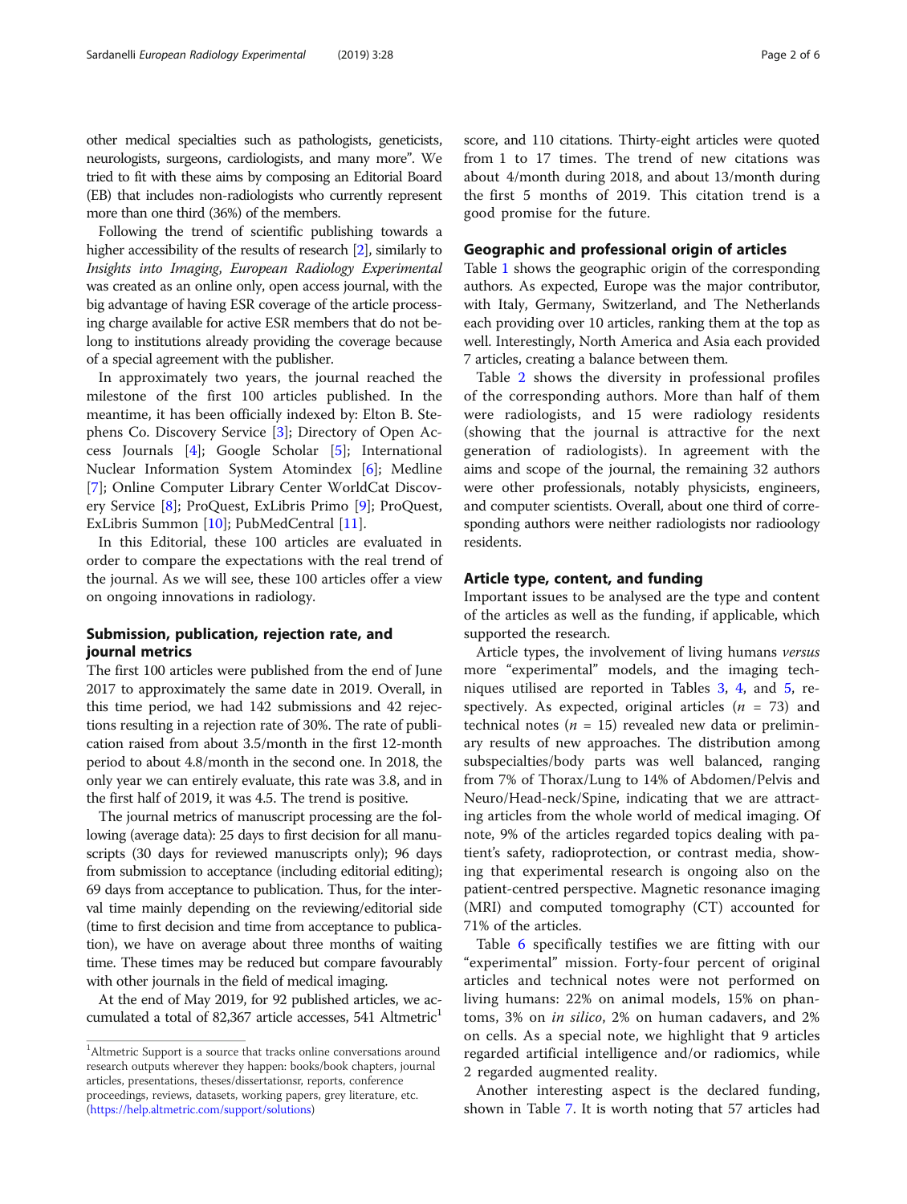other medical specialties such as pathologists, geneticists, neurologists, surgeons, cardiologists, and many more". We tried to fit with these aims by composing an Editorial Board (EB) that includes non-radiologists who currently represent more than one third (36%) of the members.

Following the trend of scientific publishing towards a higher accessibility of the results of research [2], similarly to *Insights into Imaging*, *European Radiology Experimental* was created as an online only, open access journal, with the big advantage of having ESR coverage of the article processing charge available for active ESR members that do not belong to institutions already providing the coverage because of a special agreement with the publisher.

In approximately two years, the journal reached the milestone of the first 100 articles published. In the meantime, it has been officially indexed by: Elton B. Stephens Co. Discovery Service [3]; Directory of Open Access Journals [4]; Google Scholar [5]; International Nuclear Information System Atomindex [6]; Medline [7]; Online Computer Library Center WorldCat Discovery Service [8]; ProQuest, ExLibris Primo [9]; ProQuest, ExLibris Summon [10]; PubMedCentral [11].

In this Editorial, these 100 articles are evaluated in order to compare the expectations with the real trend of the journal. As we will see, these 100 articles offer a view on ongoing innovations in radiology.

## Submission, publication, rejection rate, and journal metrics

The first 100 articles were published from the end of June 2017 to approximately the same date in 2019. Overall, in this time period, we had 142 submissions and 42 rejections resulting in a rejection rate of 30%. The rate of publication raised from about 3.5/month in the first 12-month period to about 4.8/month in the second one. In 2018, the only year we can entirely evaluate, this rate was 3.8, and in the first half of 2019, it was 4.5. The trend is positive.

The journal metrics of manuscript processing are the following (average data): 25 days to first decision for all manuscripts (30 days for reviewed manuscripts only); 96 days from submission to acceptance (including editorial editing); 69 days from acceptance to publication. Thus, for the interval time mainly depending on the reviewing/editorial side (time to first decision and time from acceptance to publication), we have on average about three months of waiting time. These times may be reduced but compare favourably with other journals in the field of medical imaging.

At the end of May 2019, for 92 published articles, we accumulated a total of 82,367 article accesses, 541 Altmetric[1] score, and 110 citations. Thirty-eight articles were quoted from 1 to 17 times. The trend of new citations was about 4/month during 2018, and about 13/month during the first 5 months of 2019. This citation trend is a good promise for the future.

## Geographic and professional origin of articles

Table 1 shows the geographic origin of the corresponding authors. As expected, Europe was the major contributor, with Italy, Germany, Switzerland, and The Netherlands each providing over 10 articles, ranking them at the top as well. Interestingly, North America and Asia each provided 7 articles, creating a balance between them.

Table 2 shows the diversity in professional profiles of the corresponding authors. More than half of them were radiologists, and 15 were radiology residents (showing that the journal is attractive for the next generation of radiologists). In agreement with the aims and scope of the journal, the remaining 32 authors were other professionals, notably physicists, engineers, and computer scientists. Overall, about one third of corresponding authors were neither radiologists nor radioology residents.

## Article type, content, and funding

Important issues to be analysed are the type and content of the articles as well as the funding, if applicable, which supported the research.

Article types, the involvement of living humans *versus* more "experimental" models, and the imaging techniques utilised are reported in Tables 3, 4, and 5, respectively. As expected, original articles ($n$ = 73) and technical notes ($n$ = 15) revealed new data or preliminary results of new approaches. The distribution among subspecialties/body parts was well balanced, ranging from 7% of Thorax/Lung to 14% of Abdomen/Pelvis and Neuro/Head-neck/Spine, indicating that we are attracting articles from the whole world of medical imaging. Of note, 9% of the articles regarded topics dealing with patient's safety, radioprotection, or contrast media, showing that experimental research is ongoing also on the patient-centred perspective. Magnetic resonance imaging (MRI) and computed tomography (CT) accounted for 71% of the articles.

Table 6 specifically testifies we are fitting with our "experimental" mission. Forty-four percent of original articles and technical notes were not performed on living humans: 22% on animal models, 15% on phantoms, 3% on *in silico*, 2% on human cadavers, and 2% on cells. As a special note, we highlight that 9 articles regarded artificial intelligence and/or radiomics, while 2 regarded augmented reality.

Another interesting aspect is the declared funding, shown in Table 7. It is worth noting that 57 articles had

---

[1] Altmetric Support is a source that tracks online conversations around research outputs wherever they happen: books/book chapters, journal articles, presentations, theses/dissertationsr, reports, conference proceedings, reviews, datasets, working papers, grey literature, etc. (https://help.altmetric.com/support/solutions)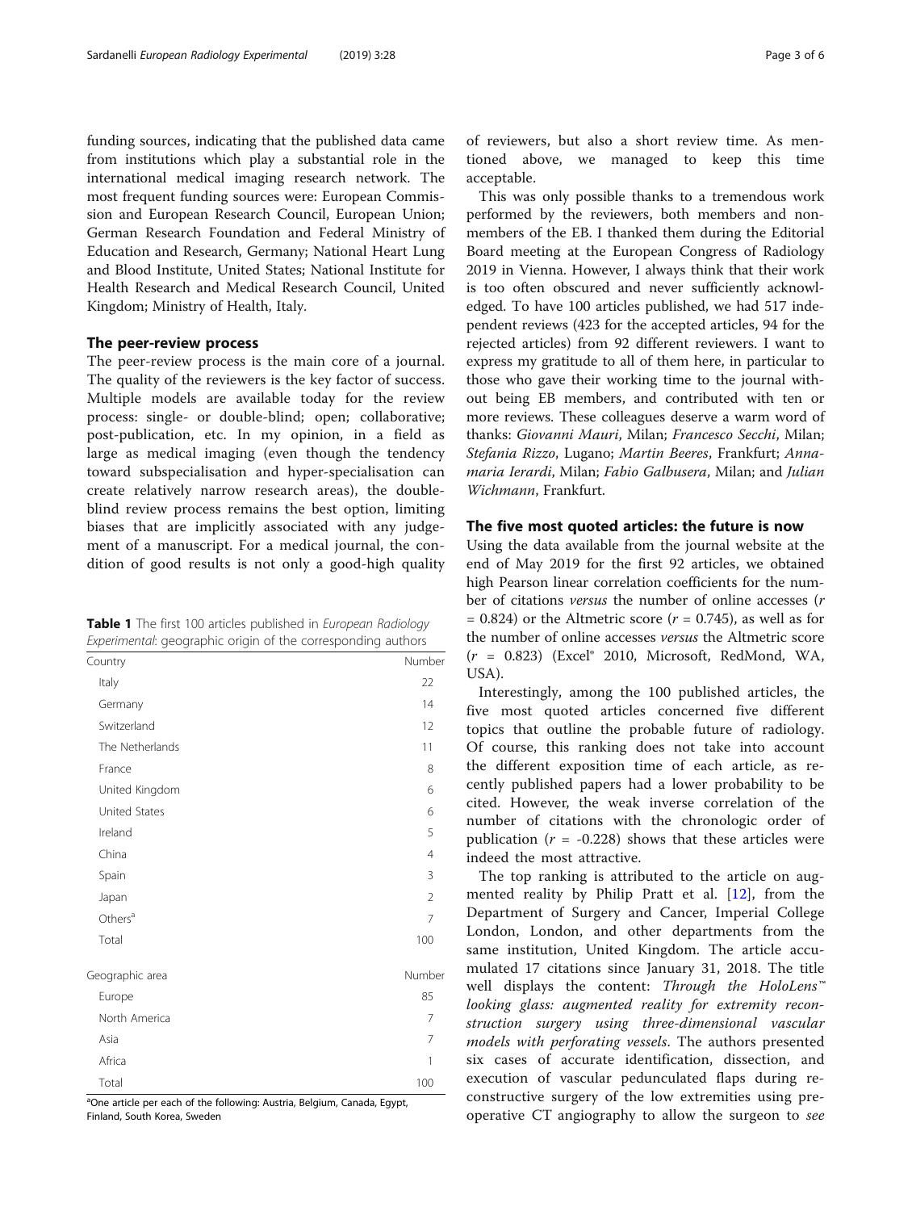funding sources, indicating that the published data came from institutions which play a substantial role in the international medical imaging research network. The most frequent funding sources were: European Commission and European Research Council, European Union; German Research Foundation and Federal Ministry of Education and Research, Germany; National Heart Lung and Blood Institute, United States; National Institute for Health Research and Medical Research Council, United Kingdom; Ministry of Health, Italy.

## The peer-review process

The peer-review process is the main core of a journal. The quality of the reviewers is the key factor of success. Multiple models are available today for the review process: single- or double-blind; open; collaborative; post-publication, etc. In my opinion, in a field as large as medical imaging (even though the tendency toward subspecialisation and hyper-specialisation can create relatively narrow research areas), the double-blind review process remains the best option, limiting biases that are implicitly associated with any judgement of a manuscript. For a medical journal, the condition of good results is not only a good-high quality of reviewers, but also a short review time. As mentioned above, we managed to keep this time acceptable.

This was only possible thanks to a tremendous work performed by the reviewers, both members and non-members of the EB. I thanked them during the Editorial Board meeting at the European Congress of Radiology 2019 in Vienna. However, I always think that their work is too often obscured and never sufficiently acknowledged. To have 100 articles published, we had 517 independent reviews (423 for the accepted articles, 94 for the rejected articles) from 92 different reviewers. I want to express my gratitude to all of them here, in particular to those who gave their working time to the journal without being EB members, and contributed with ten or more reviews. These colleagues deserve a warm word of thanks: *Giovanni Mauri*, Milan; *Francesco Secchi*, Milan; *Stefania Rizzo*, Lugano; *Martin Beeres*, Frankfurt; *Annamaria Ierardi*, Milan; *Fabio Galbusera*, Milan; and *Julian Wichmann*, Frankfurt.

**Table 1** The first 100 articles published in *European Radiology Experimental*: geographic origin of the corresponding authors

| Country | Number |
|---|---|
| Italy | 22 |
| Germany | 14 |
| Switzerland | 12 |
| The Netherlands | 11 |
| France | 8 |
| United Kingdom | 6 |
| United States | 6 |
| Ireland | 5 |
| China | 4 |
| Spain | 3 |
| Japan | 2 |
| Others[a] | 7 |
| Total | 100 |
| **Geographic area** | **Number** |
| Europe | 85 |
| North America | 7 |
| Asia | 7 |
| Africa | 1 |
| Total | 100 |

[a]One article per each of the following: Austria, Belgium, Canada, Egypt, Finland, South Korea, Sweden

## The five most quoted articles: the future is now

Using the data available from the journal website at the end of May 2019 for the first 92 articles, we obtained high Pearson linear correlation coefficients for the number of citations *versus* the number of online accesses ($r = 0.824$) or the Altmetric score ($r = 0.745$), as well as for the number of online accesses *versus* the Altmetric score ($r = 0.823$) (Excel® 2010, Microsoft, RedMond, WA, USA).

Interestingly, among the 100 published articles, the five most quoted articles concerned five different topics that outline the probable future of radiology. Of course, this ranking does not take into account the different exposition time of each article, as recently published papers had a lower probability to be cited. However, the weak inverse correlation of the number of citations with the chronologic order of publication ($r = -0.228$) shows that these articles were indeed the most attractive.

The top ranking is attributed to the article on augmented reality by Philip Pratt et al. [12], from the Department of Surgery and Cancer, Imperial College London, London, and other departments from the same institution, United Kingdom. The article accumulated 17 citations since January 31, 2018. The title well displays the content: *Through the HoloLens™ looking glass: augmented reality for extremity reconstruction surgery using three-dimensional vascular models with perforating vessels.* The authors presented six cases of accurate identification, dissection, and execution of vascular pedunculated flaps during reconstructive surgery of the low extremities using preoperative CT angiography to allow the surgeon to *see*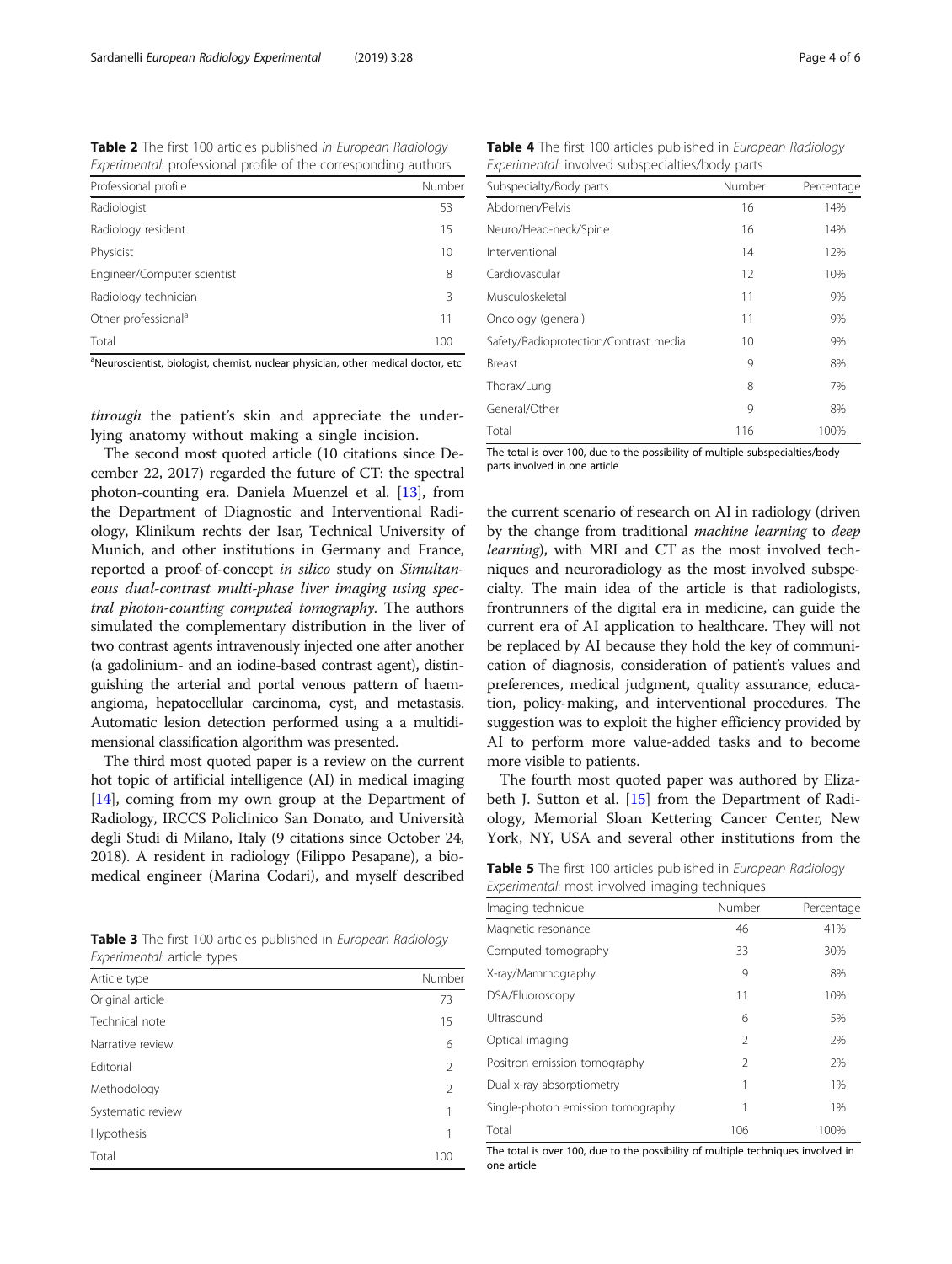**Table 2** The first 100 articles published in *European Radiology Experimental*: professional profile of the corresponding authors

| Professional profile | Number |
|---|---|
| Radiologist | 53 |
| Radiology resident | 15 |
| Physicist | 10 |
| Engineer/Computer scientist | 8 |
| Radiology technician | 3 |
| Other professional[a] | 11 |
| Total | 100 |

[a]Neuroscientist, biologist, chemist, nuclear physician, other medical doctor, etc

*through* the patient's skin and appreciate the underlying anatomy without making a single incision.

The second most quoted article (10 citations since December 22, 2017) regarded the future of CT: the spectral photon-counting era. Daniela Muenzel et al. [13], from the Department of Diagnostic and Interventional Radiology, Klinikum rechts der Isar, Technical University of Munich, and other institutions in Germany and France, reported a proof-of-concept *in silico* study on *Simultaneous dual-contrast multi-phase liver imaging using spectral photon-counting computed tomography*. The authors simulated the complementary distribution in the liver of two contrast agents intravenously injected one after another (a gadolinium- and an iodine-based contrast agent), distinguishing the arterial and portal venous pattern of haemangioma, hepatocellular carcinoma, cyst, and metastasis. Automatic lesion detection performed using a a multidimensional classification algorithm was presented.

The third most quoted paper is a review on the current hot topic of artificial intelligence (AI) in medical imaging [14], coming from my own group at the Department of Radiology, IRCCS Policlinico San Donato, and Università degli Studi di Milano, Italy (9 citations since October 24, 2018). A resident in radiology (Filippo Pesapane), a biomedical engineer (Marina Codari), and myself described the current scenario of research on AI in radiology (driven by the change from traditional *machine learning* to *deep learning*), with MRI and CT as the most involved techniques and neuroradiology as the most involved subspecialty. The main idea of the article is that radiologists, frontrunners of the digital era in medicine, can guide the current era of AI application to healthcare. They will not be replaced by AI because they hold the key of communication of diagnosis, consideration of patient's values and preferences, medical judgment, quality assurance, education, policy-making, and interventional procedures. The suggestion was to exploit the higher efficiency provided by AI to perform more value-added tasks and to become more visible to patients.

**Table 3** The first 100 articles published in *European Radiology Experimental*: article types

| Article type | Number |
|---|---|
| Original article | 73 |
| Technical note | 15 |
| Narrative review | 6 |
| Editorial | 2 |
| Methodology | 2 |
| Systematic review | 1 |
| Hypothesis | 1 |
| Total | 100 |

**Table 4** The first 100 articles published in *European Radiology Experimental*: involved subspecialties/body parts

| Subspecialty/Body parts | Number | Percentage |
|---|---|---|
| Abdomen/Pelvis | 16 | 14% |
| Neuro/Head-neck/Spine | 16 | 14% |
| Interventional | 14 | 12% |
| Cardiovascular | 12 | 10% |
| Musculoskeletal | 11 | 9% |
| Oncology (general) | 11 | 9% |
| Safety/Radioprotection/Contrast media | 10 | 9% |
| Breast | 9 | 8% |
| Thorax/Lung | 8 | 7% |
| General/Other | 9 | 8% |
| Total | 116 | 100% |

The total is over 100, due to the possibility of multiple subspecialties/body parts involved in one article

The fourth most quoted paper was authored by Elizabeth J. Sutton et al. [15] from the Department of Radiology, Memorial Sloan Kettering Cancer Center, New York, NY, USA and several other institutions from the

**Table 5** The first 100 articles published in *European Radiology Experimental*: most involved imaging techniques

| Imaging technique | Number | Percentage |
|---|---|---|
| Magnetic resonance | 46 | 41% |
| Computed tomography | 33 | 30% |
| X-ray/Mammography | 9 | 8% |
| DSA/Fluoroscopy | 11 | 10% |
| Ultrasound | 6 | 5% |
| Optical imaging | 2 | 2% |
| Positron emission tomography | 2 | 2% |
| Dual x-ray absorptiometry | 1 | 1% |
| Single-photon emission tomography | 1 | 1% |
| Total | 106 | 100% |

The total is over 100, due to the possibility of multiple techniques involved in one article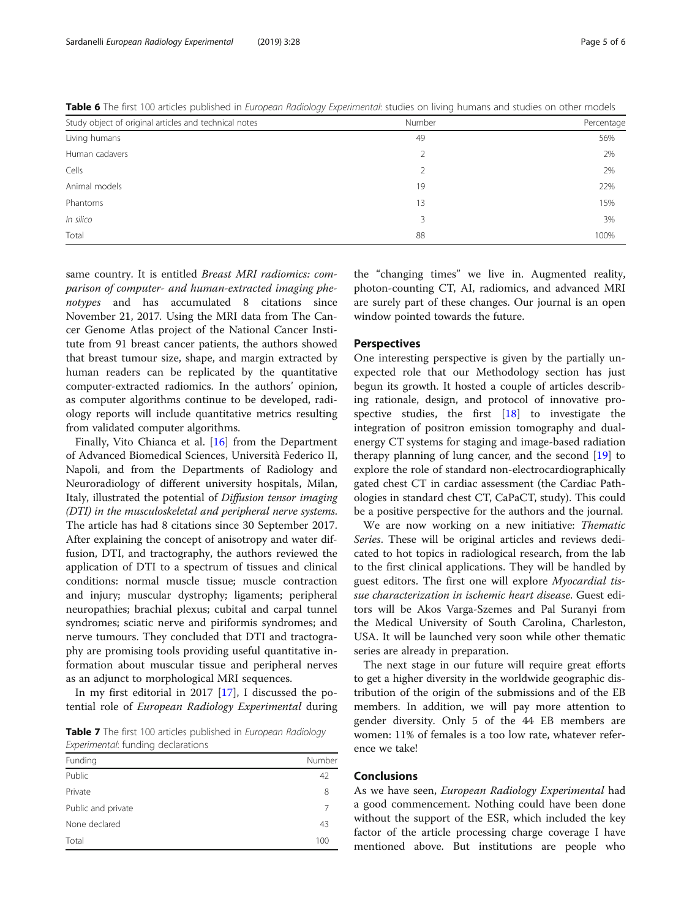**Table 6** The first 100 articles published in *European Radiology Experimental*: studies on living humans and studies on other models

| Study object of original articles and technical notes | Number | Percentage |
| --- | --- | --- |
| Living humans | 49 | 56% |
| Human cadavers | 2 | 2% |
| Cells | 2 | 2% |
| Animal models | 19 | 22% |
| Phantoms | 13 | 15% |
| *In silico* | 3 | 3% |
| Total | 88 | 100% |

same country. It is entitled *Breast MRI radiomics: comparison of computer- and human-extracted imaging phenotypes* and has accumulated 8 citations since November 21, 2017. Using the MRI data from The Cancer Genome Atlas project of the National Cancer Institute from 91 breast cancer patients, the authors showed that breast tumour size, shape, and margin extracted by human readers can be replicated by the quantitative computer-extracted radiomics. In the authors' opinion, as computer algorithms continue to be developed, radiology reports will include quantitative metrics resulting from validated computer algorithms.

Finally, Vito Chianca et al. [16] from the Department of Advanced Biomedical Sciences, Università Federico II, Napoli, and from the Departments of Radiology and Neuroradiology of different university hospitals, Milan, Italy, illustrated the potential of *Diffusion tensor imaging (DTI) in the musculoskeletal and peripheral nerve systems*. The article has had 8 citations since 30 September 2017. After explaining the concept of anisotropy and water diffusion, DTI, and tractography, the authors reviewed the application of DTI to a spectrum of tissues and clinical conditions: normal muscle tissue; muscle contraction and injury; muscular dystrophy; ligaments; peripheral neuropathies; brachial plexus; cubital and carpal tunnel syndromes; sciatic nerve and piriformis syndromes; and nerve tumours. They concluded that DTI and tractography are promising tools providing useful quantitative information about muscular tissue and peripheral nerves as an adjunct to morphological MRI sequences.

In my first editorial in 2017 [17], I discussed the potential role of *European Radiology Experimental* during the "changing times" we live in. Augmented reality, photon-counting CT, AI, radiomics, and advanced MRI are surely part of these changes. Our journal is an open window pointed towards the future.

**Table 7** The first 100 articles published in *European Radiology Experimental*: funding declarations

| Funding | Number |
| --- | --- |
| Public | 42 |
| Private | 8 |
| Public and private | 7 |
| None declared | 43 |
| Total | 100 |

## Perspectives

One interesting perspective is given by the partially unexpected role that our Methodology section has just begun its growth. It hosted a couple of articles describing rationale, design, and protocol of innovative prospective studies, the first [18] to investigate the integration of positron emission tomography and dual-energy CT systems for staging and image-based radiation therapy planning of lung cancer, and the second [19] to explore the role of standard non-electrocardiographically gated chest CT in cardiac assessment (the Cardiac Pathologies in standard chest CT, CaPaCT, study). This could be a positive perspective for the authors and the journal.

We are now working on a new initiative: *Thematic Series*. These will be original articles and reviews dedicated to hot topics in radiological research, from the lab to the first clinical applications. They will be handled by guest editors. The first one will explore *Myocardial tissue characterization in ischemic heart disease*. Guest editors will be Akos Varga-Szemes and Pal Suranyi from the Medical University of South Carolina, Charleston, USA. It will be launched very soon while other thematic series are already in preparation.

The next stage in our future will require great efforts to get a higher diversity in the worldwide geographic distribution of the origin of the submissions and of the EB members. In addition, we will pay more attention to gender diversity. Only 5 of the 44 EB members are women: 11% of females is a too low rate, whatever reference we take!

## Conclusions

As we have seen, *European Radiology Experimental* had a good commencement. Nothing could have been done without the support of the ESR, which included the key factor of the article processing charge coverage I have mentioned above. But institutions are people who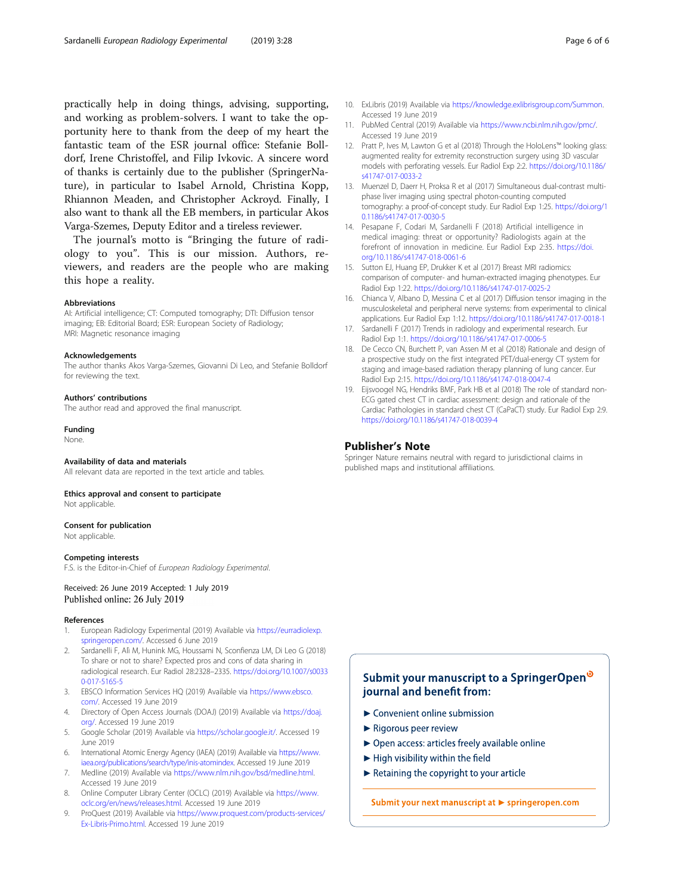practically help in doing things, advising, supporting, and working as problem-solvers. I want to take the opportunity here to thank from the deep of my heart the fantastic team of the ESR journal office: Stefanie Bolldorf, Irene Christoffel, and Filip Ivkovic. A sincere word of thanks is certainly due to the publisher (SpringerNature), in particular to Isabel Arnold, Christina Kopp, Rhiannon Meaden, and Christopher Ackroyd. Finally, I also want to thank all the EB members, in particular Akos Varga-Szemes, Deputy Editor and a tireless reviewer.

The journal's motto is "Bringing the future of radiology to you". This is our mission. Authors, reviewers, and readers are the people who are making this hope a reality.

### Abbreviations

AI: Artificial intelligence; CT: Computed tomography; DTI: Diffusion tensor imaging; EB: Editorial Board; ESR: European Society of Radiology; MRI: Magnetic resonance imaging

### Acknowledgements

The author thanks Akos Varga-Szemes, Giovanni Di Leo, and Stefanie Bolldorf for reviewing the text.

### Authors' contributions

The author read and approved the final manuscript.

### Funding

None.

### Availability of data and materials

All relevant data are reported in the text article and tables.

### Ethics approval and consent to participate

Not applicable.

### Consent for publication

Not applicable.

### Competing interests

F.S. is the Editor-in-Chief of *European Radiology Experimental*.

Received: 26 June 2019 Accepted: 1 July 2019
Published online: 26 July 2019

### References

1. European Radiology Experimental (2019) Available via https://eurradiolexp.springeropen.com/. Accessed 6 June 2019
2. Sardanelli F, Alì M, Hunink MG, Houssami N, Sconfienza LM, Di Leo G (2018) To share or not to share? Expected pros and cons of data sharing in radiological research. Eur Radiol 28:2328–2335. https://doi.org/10.1007/s00330-017-5165-5
3. EBSCO Information Services HQ (2019) Available via https://www.ebsco.com/. Accessed 19 June 2019
4. Directory of Open Access Journals (DOAJ) (2019) Available via https://doaj.org/. Accessed 19 June 2019
5. Google Scholar (2019) Available via https://scholar.google.it/. Accessed 19 June 2019
6. International Atomic Energy Agency (IAEA) (2019) Available via https://www.iaea.org/publications/search/type/inis-atomindex. Accessed 19 June 2019
7. Medline (2019) Available via https://www.nlm.nih.gov/bsd/medline.html. Accessed 19 June 2019
8. Online Computer Library Center (OCLC) (2019) Available via https://www.oclc.org/en/news/releases.html. Accessed 19 June 2019
9. ProQuest (2019) Available via https://www.proquest.com/products-services/Ex-Libris-Primo.html. Accessed 19 June 2019
10. ExLibris (2019) Available via https://knowledge.exlibrisgroup.com/Summon. Accessed 19 June 2019
11. PubMed Central (2019) Available via https://www.ncbi.nlm.nih.gov/pmc/. Accessed 19 June 2019
12. Pratt P, Ives M, Lawton G et al (2018) Through the HoloLens™ looking glass: augmented reality for extremity reconstruction surgery using 3D vascular models with perforating vessels. Eur Radiol Exp 2:2. https://doi.org/10.1186/s41747-017-0033-2
13. Muenzel D, Daerr H, Proksa R et al (2017) Simultaneous dual-contrast multi-phase liver imaging using spectral photon-counting computed tomography: a proof-of-concept study. Eur Radiol Exp 1:25. https://doi.org/10.1186/s41747-017-0030-5
14. Pesapane F, Codari M, Sardanelli F (2018) Artificial intelligence in medical imaging: threat or opportunity? Radiologists again at the forefront of innovation in medicine. Eur Radiol Exp 2:35. https://doi.org/10.1186/s41747-018-0061-6
15. Sutton EJ, Huang EP, Drukker K et al (2017) Breast MRI radiomics: comparison of computer- and human-extracted imaging phenotypes. Eur Radiol Exp 1:22. https://doi.org/10.1186/s41747-017-0025-2
16. Chianca V, Albano D, Messina C et al (2017) Diffusion tensor imaging in the musculoskeletal and peripheral nerve systems: from experimental to clinical applications. Eur Radiol Exp 1:12. https://doi.org/10.1186/s41747-017-0018-1
17. Sardanelli F (2017) Trends in radiology and experimental research. Eur Radiol Exp 1:1. https://doi.org/10.1186/s41747-017-0006-5
18. De Cecco CN, Burchett P, van Assen M et al (2018) Rationale and design of a prospective study on the first integrated PET/dual-energy CT system for staging and image-based radiation therapy planning of lung cancer. Eur Radiol Exp 2:15. https://doi.org/10.1186/s41747-018-0047-4
19. Eijsvoogel NG, Hendriks BMF, Park HB et al (2018) The role of standard non-ECG gated chest CT in cardiac assessment: design and rationale of the Cardiac Pathologies in standard chest CT (CaPaCT) study. Eur Radiol Exp 2:9. https://doi.org/10.1186/s41747-018-0039-4

## Publisher's Note

Springer Nature remains neutral with regard to jurisdictional claims in published maps and institutional affiliations.

**Submit your manuscript to a SpringerOpen journal and benefit from:**

- ► Convenient online submission
- ► Rigorous peer review
- ► Open access: articles freely available online
- ► High visibility within the field
- ► Retaining the copyright to your article

**Submit your next manuscript at ► springeropen.com**